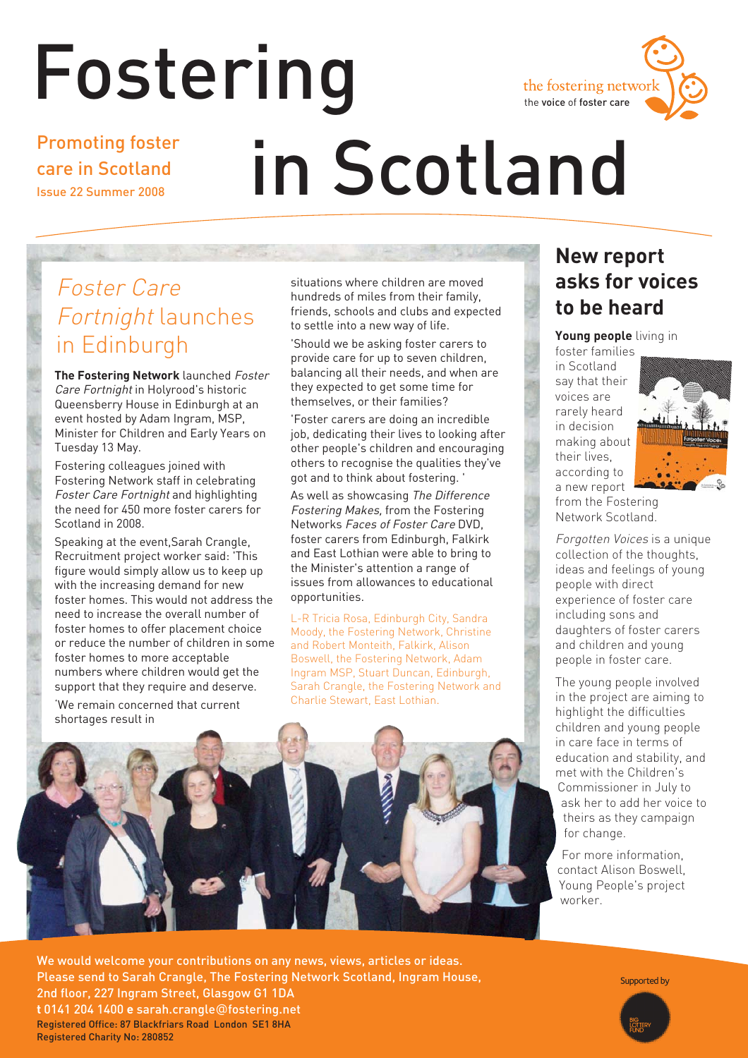# Fostering in Scotland

Promoting foster care in Scotland

Issue 22 Summer 2008

the fostering network
the voice of foster care

## *Foster Care Fortnight* launches in Edinburgh

**The Fostering Network** launched *Foster Care Fortnight* in Holyrood's historic Queensberry House in Edinburgh at an event hosted by Adam Ingram, MSP, Minister for Children and Early Years on Tuesday 13 May.

Fostering colleagues joined with Fostering Network staff in celebrating *Foster Care Fortnight* and highlighting the need for 450 more foster carers for Scotland in 2008.

Speaking at the event,Sarah Crangle, Recruitment project worker said: 'This figure would simply allow us to keep up with the increasing demand for new foster homes. This would not address the need to increase the overall number of foster homes to offer placement choice or reduce the number of children in some foster homes to more acceptable numbers where children would get the support that they require and deserve.

'We remain concerned that current shortages result in situations where children are moved hundreds of miles from their family, friends, schools and clubs and expected to settle into a new way of life.

'Should we be asking foster carers to provide care for up to seven children, balancing all their needs, and when are they expected to get some time for themselves, or their families?

'Foster carers are doing an incredible job, dedicating their lives to looking after other people's children and encouraging others to recognise the qualities they've got and to think about fostering. '

As well as showcasing *The Difference Fostering Makes,* from the Fostering Networks *Faces of Foster Care* DVD, foster carers from Edinburgh, Falkirk and East Lothian were able to bring to the Minister's attention a range of issues from allowances to educational opportunities.

L-R Tricia Rosa, Edinburgh City, Sandra Moody, the Fostering Network, Christine and Robert Monteith, Falkirk, Alison Boswell, the Fostering Network, Adam Ingram MSP, Stuart Duncan, Edinburgh, Sarah Crangle, the Fostering Network and Charlie Stewart, East Lothian.

## New report asks for voices to be heard

**Young people** living in foster families in Scotland say that their voices are rarely heard in decision making about their lives, according to a new report from the Fostering Network Scotland.

*Forgotten Voices* is a unique collection of the thoughts, ideas and feelings of young people with direct experience of foster care including sons and daughters of foster carers and children and young people in foster care.

The young people involved in the project are aiming to highlight the difficulties children and young people in care face in terms of education and stability, and met with the Children's Commissioner in July to ask her to add her voice to theirs as they campaign for change.

For more information, contact Alison Boswell, Young People's project worker.

We would welcome your contributions on any news, views, articles or ideas. Please send to Sarah Crangle, The Fostering Network Scotland, Ingram House, 2nd floor, 227 Ingram Street, Glasgow G1 1DA
**t** 0141 204 1400 **e** sarah.crangle@fostering.net
Registered Office: 87 Blackfriars Road London SE1 8HA
Registered Charity No: 280852

Supported by Big Lottery Fund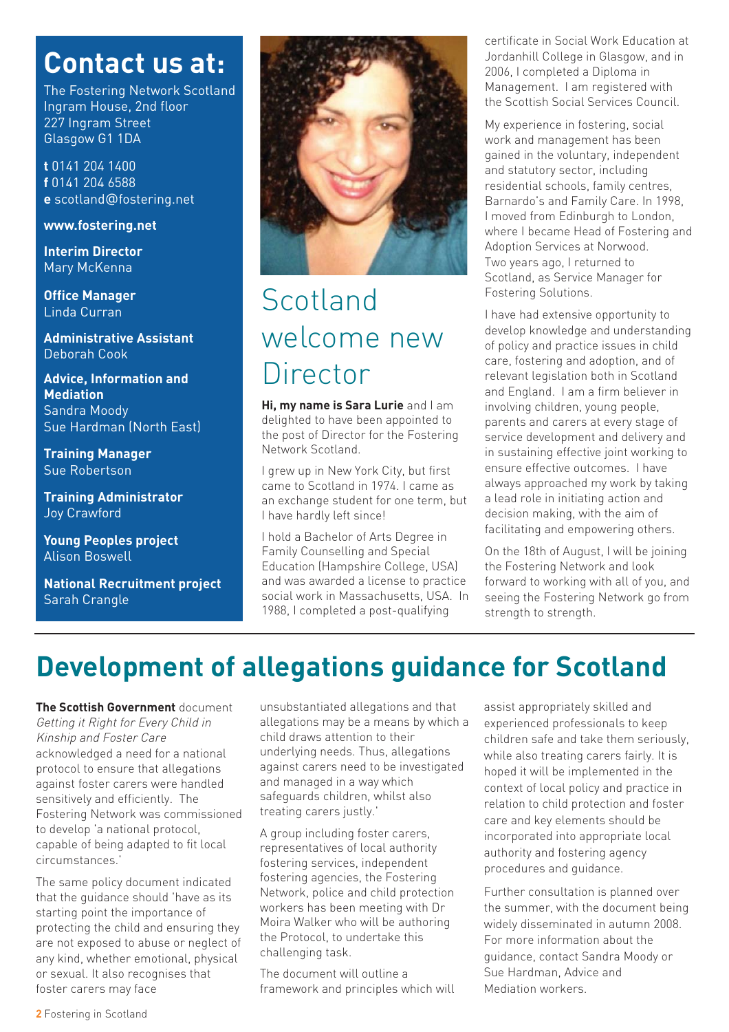## Contact us at:

The Fostering Network Scotland
Ingram House, 2nd floor
227 Ingram Street
Glasgow G1 1DA

**t** 0141 204 1400
**f** 0141 204 6588
**e** scotland@fostering.net

**www.fostering.net**

**Interim Director**
Mary McKenna

**Office Manager**
Linda Curran

**Administrative Assistant**
Deborah Cook

**Advice, Information and Mediation**
Sandra Moody
Sue Hardman (North East)

**Training Manager**
Sue Robertson

**Training Administrator**
Joy Crawford

**Young Peoples project**
Alison Boswell

**National Recruitment project**
Sarah Crangle

# Scotland welcome new Director

**Hi, my name is Sara Lurie** and I am delighted to have been appointed to the post of Director for the Fostering Network Scotland.

I grew up in New York City, but first came to Scotland in 1974. I came as an exchange student for one term, but I have hardly left since!

I hold a Bachelor of Arts Degree in Family Counselling and Special Education (Hampshire College, USA) and was awarded a license to practice social work in Massachusetts, USA. In 1988, I completed a post-qualifying certificate in Social Work Education at Jordanhill College in Glasgow, and in 2006, I completed a Diploma in Management. I am registered with the Scottish Social Services Council.

My experience in fostering, social work and management has been gained in the voluntary, independent and statutory sector, including residential schools, family centres, Barnardo's and Family Care. In 1998, I moved from Edinburgh to London, where I became Head of Fostering and Adoption Services at Norwood. Two years ago, I returned to Scotland, as Service Manager for Fostering Solutions.

I have had extensive opportunity to develop knowledge and understanding of policy and practice issues in child care, fostering and adoption, and of relevant legislation both in Scotland and England. I am a firm believer in involving children, young people, parents and carers at every stage of service development and delivery and in sustaining effective joint working to ensure effective outcomes. I have always approached my work by taking a lead role in initiating action and decision making, with the aim of facilitating and empowering others.

On the 18th of August, I will be joining the Fostering Network and look forward to working with all of you, and seeing the Fostering Network go from strength to strength.

# Development of allegations guidance for Scotland

**The Scottish Government** document *Getting it Right for Every Child in Kinship and Foster Care* acknowledged a need for a national protocol to ensure that allegations against foster carers were handled sensitively and efficiently. The Fostering Network was commissioned to develop 'a national protocol, capable of being adapted to fit local circumstances.'

The same policy document indicated that the guidance should 'have as its starting point the importance of protecting the child and ensuring they are not exposed to abuse or neglect of any kind, whether emotional, physical or sexual. It also recognises that foster carers may face unsubstantiated allegations and that allegations may be a means by which a child draws attention to their underlying needs. Thus, allegations against carers need to be investigated and managed in a way which safeguards children, whilst also treating carers justly.'

A group including foster carers, representatives of local authority fostering services, independent fostering agencies, the Fostering Network, police and child protection workers has been meeting with Dr Moira Walker who will be authoring the Protocol, to undertake this challenging task.

The document will outline a framework and principles which will assist appropriately skilled and experienced professionals to keep children safe and take them seriously, while also treating carers fairly. It is hoped it will be implemented in the context of local policy and practice in relation to child protection and foster care and key elements should be incorporated into appropriate local authority and fostering agency procedures and guidance.

Further consultation is planned over the summer, with the document being widely disseminated in autumn 2008. For more information about the guidance, contact Sandra Moody or Sue Hardman, Advice and Mediation workers.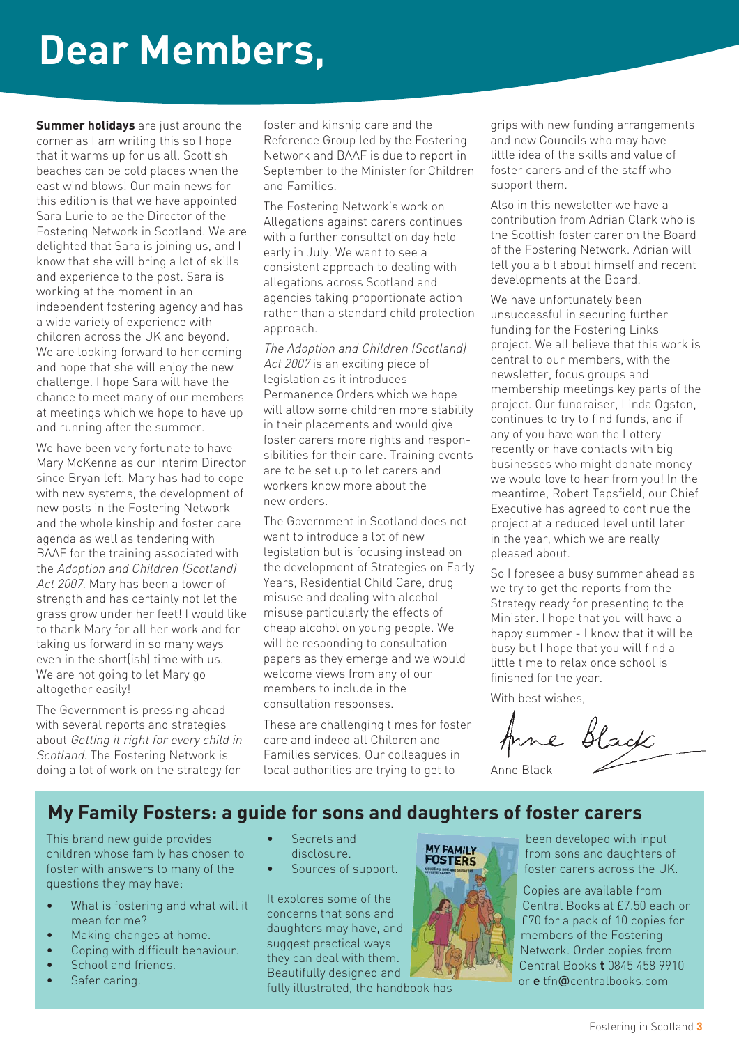# Dear Members,

**Summer holidays** are just around the corner as I am writing this so I hope that it warms up for us all. Scottish beaches can be cold places when the east wind blows! Our main news for this edition is that we have appointed Sara Lurie to be the Director of the Fostering Network in Scotland. We are delighted that Sara is joining us, and I know that she will bring a lot of skills and experience to the post. Sara is working at the moment in an independent fostering agency and has a wide variety of experience with children across the UK and beyond. We are looking forward to her coming and hope that she will enjoy the new challenge. I hope Sara will have the chance to meet many of our members at meetings which we hope to have up and running after the summer.

We have been very fortunate to have Mary McKenna as our Interim Director since Bryan left. Mary has had to cope with new systems, the development of new posts in the Fostering Network and the whole kinship and foster care agenda as well as tendering with BAAF for the training associated with the *Adoption and Children (Scotland) Act 2007*. Mary has been a tower of strength and has certainly not let the grass grow under her feet! I would like to thank Mary for all her work and for taking us forward in so many ways even in the short(ish) time with us. We are not going to let Mary go altogether easily!

The Government is pressing ahead with several reports and strategies about *Getting it right for every child in Scotland*. The Fostering Network is doing a lot of work on the strategy for foster and kinship care and the Reference Group led by the Fostering Network and BAAF is due to report in September to the Minister for Children and Families.

The Fostering Network's work on Allegations against carers continues with a further consultation day held early in July. We want to see a consistent approach to dealing with allegations across Scotland and agencies taking proportionate action rather than a standard child protection approach.

*The Adoption and Children (Scotland) Act 2007* is an exciting piece of legislation as it introduces Permanence Orders which we hope will allow some children more stability in their placements and would give foster carers more rights and responsibilities for their care. Training events are to be set up to let carers and workers know more about the new orders.

The Government in Scotland does not want to introduce a lot of new legislation but is focusing instead on the development of Strategies on Early Years, Residential Child Care, drug misuse and dealing with alcohol misuse particularly the effects of cheap alcohol on young people. We will be responding to consultation papers as they emerge and we would welcome views from any of our members to include in the consultation responses.

These are challenging times for foster care and indeed all Children and Families services. Our colleagues in local authorities are trying to get to grips with new funding arrangements and new Councils who may have little idea of the skills and value of foster carers and of the staff who support them.

Also in this newsletter we have a contribution from Adrian Clark who is the Scottish foster carer on the Board of the Fostering Network. Adrian will tell you a bit about himself and recent developments at the Board.

We have unfortunately been unsuccessful in securing further funding for the Fostering Links project. We all believe that this work is central to our members, with the newsletter, focus groups and membership meetings key parts of the project. Our fundraiser, Linda Ogston, continues to try to find funds, and if any of you have won the Lottery recently or have contacts with big businesses who might donate money we would love to hear from you! In the meantime, Robert Tapsfield, our Chief Executive has agreed to continue the project at a reduced level until later in the year, which we are really pleased about.

So I foresee a busy summer ahead as we try to get the reports from the Strategy ready for presenting to the Minister. I hope that you will have a happy summer - I know that it will be busy but I hope that you will find a little time to relax once school is finished for the year.

With best wishes,

Anne Black

## My Family Fosters: a guide for sons and daughters of foster carers

This brand new guide provides children whose family has chosen to foster with answers to many of the questions they may have:

- What is fostering and what will it mean for me?
- Making changes at home.
- Coping with difficult behaviour.
- School and friends.
- Safer caring.
- Secrets and disclosure.
- Sources of support.

It explores some of the concerns that sons and daughters may have, and suggest practical ways they can deal with them. Beautifully designed and fully illustrated, the handbook has been developed with input from sons and daughters of foster carers across the UK.

Copies are available from Central Books at £7.50 each or £70 for a pack of 10 copies for members of the Fostering Network. Order copies from Central Books **t** 0845 458 9910 or **e** tfn@centralbooks.com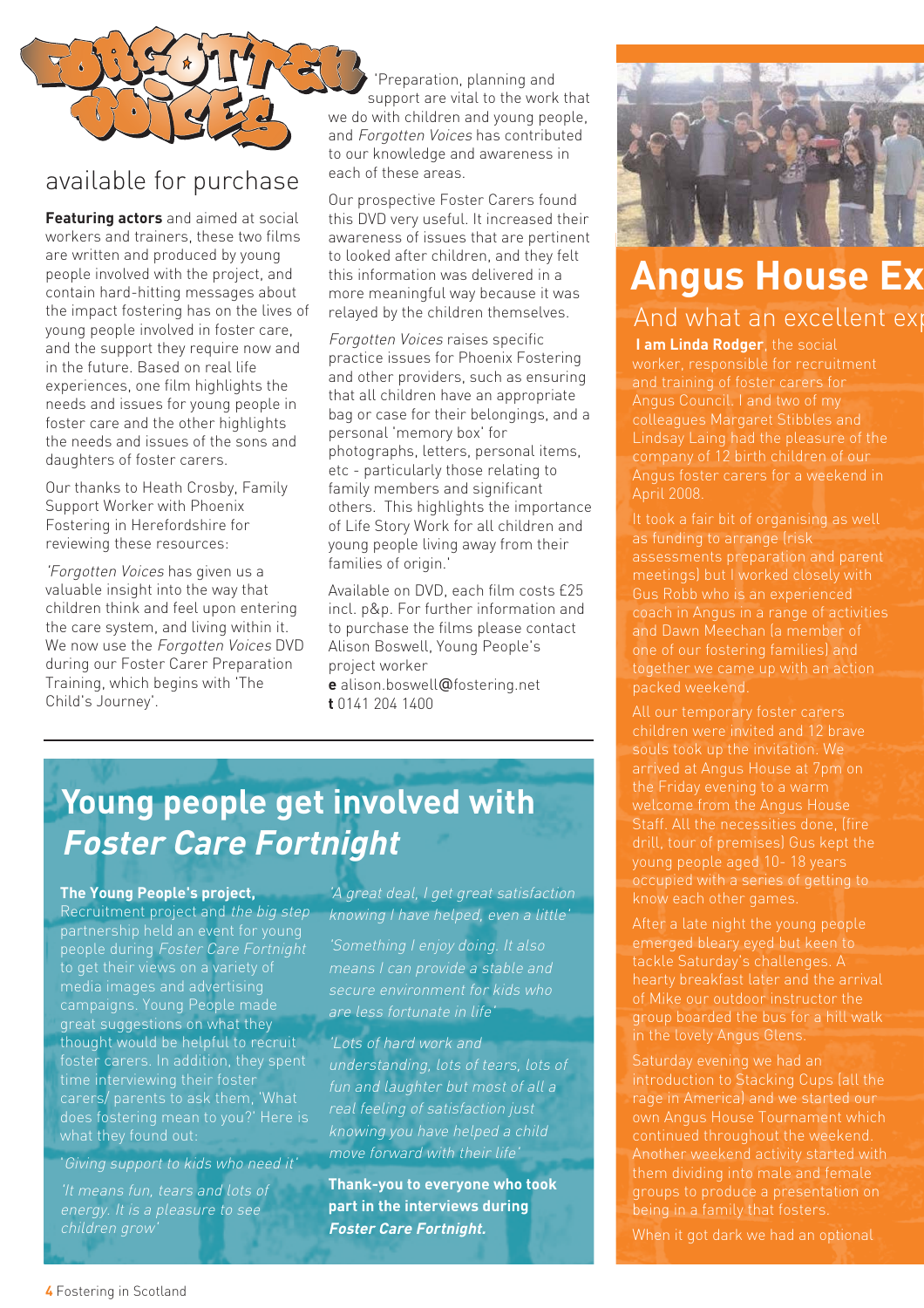# Forgotten Voices

## available for purchase

**Featuring actors** and aimed at social workers and trainers, these two films are written and produced by young people involved with the project, and contain hard-hitting messages about the impact fostering has on the lives of young people involved in foster care, and the support they require now and in the future. Based on real life experiences, one film highlights the needs and issues for young people in foster care and the other highlights the needs and issues of the sons and daughters of foster carers.

Our thanks to Heath Crosby, Family Support Worker with Phoenix Fostering in Herefordshire for reviewing these resources:

'*Forgotten Voices* has given us a valuable insight into the way that children think and feel upon entering the care system, and living within it. We now use the *Forgotten Voices* DVD during our Foster Carer Preparation Training, which begins with 'The Child's Journey'.

'Preparation, planning and support are vital to the work that we do with children and young people, and *Forgotten Voices* has contributed to our knowledge and awareness in each of these areas.

Our prospective Foster Carers found this DVD very useful. It increased their awareness of issues that are pertinent to looked after children, and they felt this information was delivered in a more meaningful way because it was relayed by the children themselves.

*Forgotten Voices* raises specific practice issues for Phoenix Fostering and other providers, such as ensuring that all children have an appropriate bag or case for their belongings, and a personal 'memory box' for photographs, letters, personal items, etc - particularly those relating to family members and significant others. This highlights the importance of Life Story Work for all children and young people living away from their families of origin.'

Available on DVD, each film costs £25 incl. p&p. For further information and to purchase the films please contact Alison Boswell, Young People's project worker

**e** alison.boswell@fostering.net
**t** 0141 204 1400

# Young people get involved with *Foster Care Fortnight*

**The Young People's project,** Recruitment project and *the big step* partnership held an event for young people during *Foster Care Fortnight* to get their views on a variety of media images and advertising campaigns. Young People made great suggestions on what they thought would be helpful to recruit foster carers. In addition, they spent time interviewing their foster carers/ parents to ask them, 'What does fostering mean to you?' Here is what they found out:

'*Giving support to kids who need it*'

'*It means fun, tears and lots of energy. It is a pleasure to see children grow*'

'*A great deal, I get great satisfaction knowing I have helped, even a little*'

'*Something I enjoy doing. It also means I can provide a stable and secure environment for kids who are less fortunate in life*'

'*Lots of hard work and understanding, lots of tears, lots of fun and laughter but most of all a real feeling of satisfaction just knowing you have helped a child move forward with their life*'

**Thank-you to everyone who took part in the interviews during *Foster Care Fortnight.***

# Angus House Ex

## And what an excellent exp

**I am Linda Rodger**, the social worker, responsible for recruitment and training of foster carers for Angus Council. I and two of my colleagues Margaret Stibbles and Lindsay Laing had the pleasure of the company of 12 birth children of our Angus foster carers for a weekend in April 2008.

It took a fair bit of organising as well as funding to arrange (risk assessments preparation and parent meetings) but I worked closely with Gus Robb who is an experienced coach in Angus in a range of activities and Dawn Meechan (a member of one of our fostering families) and together we came up with an action packed weekend.

All our temporary foster carers children were invited and 12 brave souls took up the invitation. We arrived at Angus House at 7pm on the Friday evening to a warm welcome from the Angus House Staff. All the necessities done, (fire drill, tour of premises) Gus kept the young people aged 10- 18 years occupied with a series of getting to know each other games.

After a late night the young people emerged bleary eyed but keen to tackle Saturday's challenges. A hearty breakfast later and the arrival of Mike our outdoor instructor the group boarded the bus for a hill walk in the lovely Angus Glens.

Saturday evening we had an introduction to Stacking Cups (all the rage in America) and we started our own Angus House Tournament which continued throughout the weekend. Another weekend activity started with them dividing into male and female groups to produce a presentation on being in a family that fosters.

When it got dark we had an optional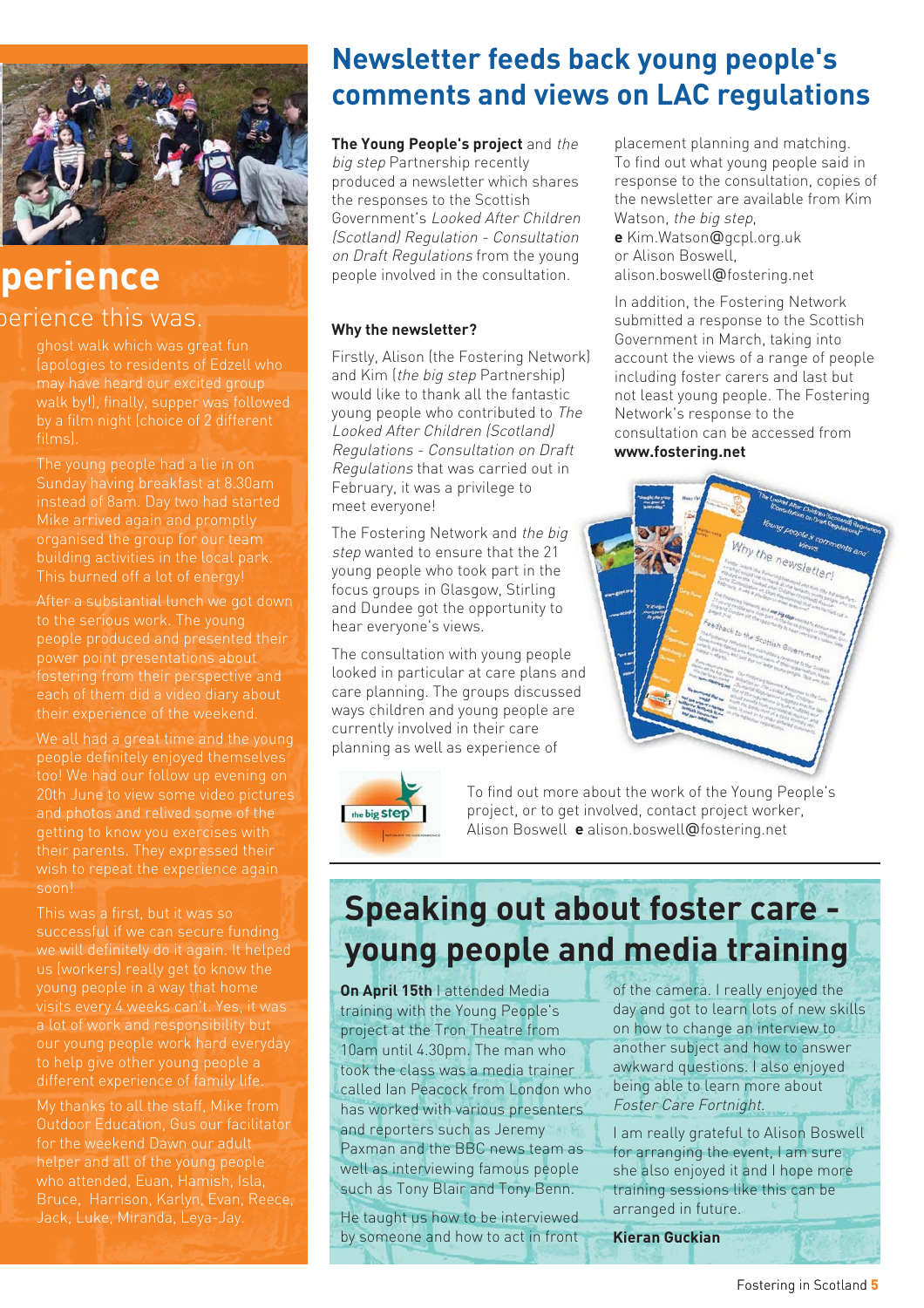## perience

perience this was.

ghost walk which was great fun (apologies to residents of Edzell who may have heard our excited group walk by!), finally, supper was followed by a film night (choice of 2 different films).

The young people had a lie in on Sunday having breakfast at 8.30am instead of 8am. Day two had started Mike arrived again and promptly organised the group for our team building activities in the local park. This burned off a lot of energy!

After a substantial lunch we got down to the serious work. The young people produced and presented their power point presentations about fostering from their perspective and each of them did a video diary about their experience of the weekend.

We all had a great time and the young people definitely enjoyed themselves too! We had our follow up evening on 20th June to view some video pictures and photos and relived some of the getting to know you exercises with their parents. They expressed their wish to repeat the experience again soon!

This was a first, but it was so successful if we can secure funding we will definitely do it again. It helped us (workers) really get to know the young people in a way that home visits every 4 weeks can't. Yes, it was a lot of work and responsibility but our young people work hard everyday to help give other young people a different experience of family life.

My thanks to all the staff, Mike from Outdoor Education, Gus our facilitator for the weekend Dawn our adult helper and all of the young people who attended, Euan, Hamish, Isla, Bruce, Harrison, Karlyn, Evan, Reece, Jack, Luke, Miranda, Leya-Jay.

# Newsletter feeds back young people's comments and views on LAC regulations

**The Young People's project** and *the big step* Partnership recently produced a newsletter which shares the responses to the Scottish Government's *Looked After Children (Scotland) Regulation - Consultation on Draft Regulations* from the young people involved in the consultation.

### Why the newsletter?

Firstly, Alison (the Fostering Network) and Kim (*the big step* Partnership) would like to thank all the fantastic young people who contributed to *The Looked After Children (Scotland) Regulations - Consultation on Draft Regulations* that was carried out in February, it was a privilege to meet everyone!

The Fostering Network and *the big step* wanted to ensure that the 21 young people who took part in the focus groups in Glasgow, Stirling and Dundee got the opportunity to hear everyone's views.

The consultation with young people looked in particular at care plans and care planning. The groups discussed ways children and young people are currently involved in their care planning as well as experience of placement planning and matching. To find out what young people said in response to the consultation, copies of the newsletter are available from Kim Watson, *the big step*, **e** Kim.Watson@gcpl.org.uk or Alison Boswell, alison.boswell@fostering.net

In addition, the Fostering Network submitted a response to the Scottish Government in March, taking into account the views of a range of people including foster carers and last but not least young people. The Fostering Network's response to the consultation can be accessed from **www.fostering.net**

To find out more about the work of the Young People's project, or to get involved, contact project worker, Alison Boswell **e** alison.boswell@fostering.net

# Speaking out about foster care - young people and media training

**On April 15th** I attended Media training with the Young People's project at the Tron Theatre from 10am until 4.30pm. The man who took the class was a media trainer called Ian Peacock from London who has worked with various presenters and reporters such as Jeremy Paxman and the BBC news team as well as interviewing famous people such as Tony Blair and Tony Benn.

He taught us how to be interviewed by someone and how to act in front of the camera. I really enjoyed the day and got to learn lots of new skills on how to change an interview to another subject and how to answer awkward questions. I also enjoyed being able to learn more about *Foster Care Fortnight*.

I am really grateful to Alison Boswell for arranging the event, I am sure she also enjoyed it and I hope more training sessions like this can be arranged in future.

**Kieran Guckian**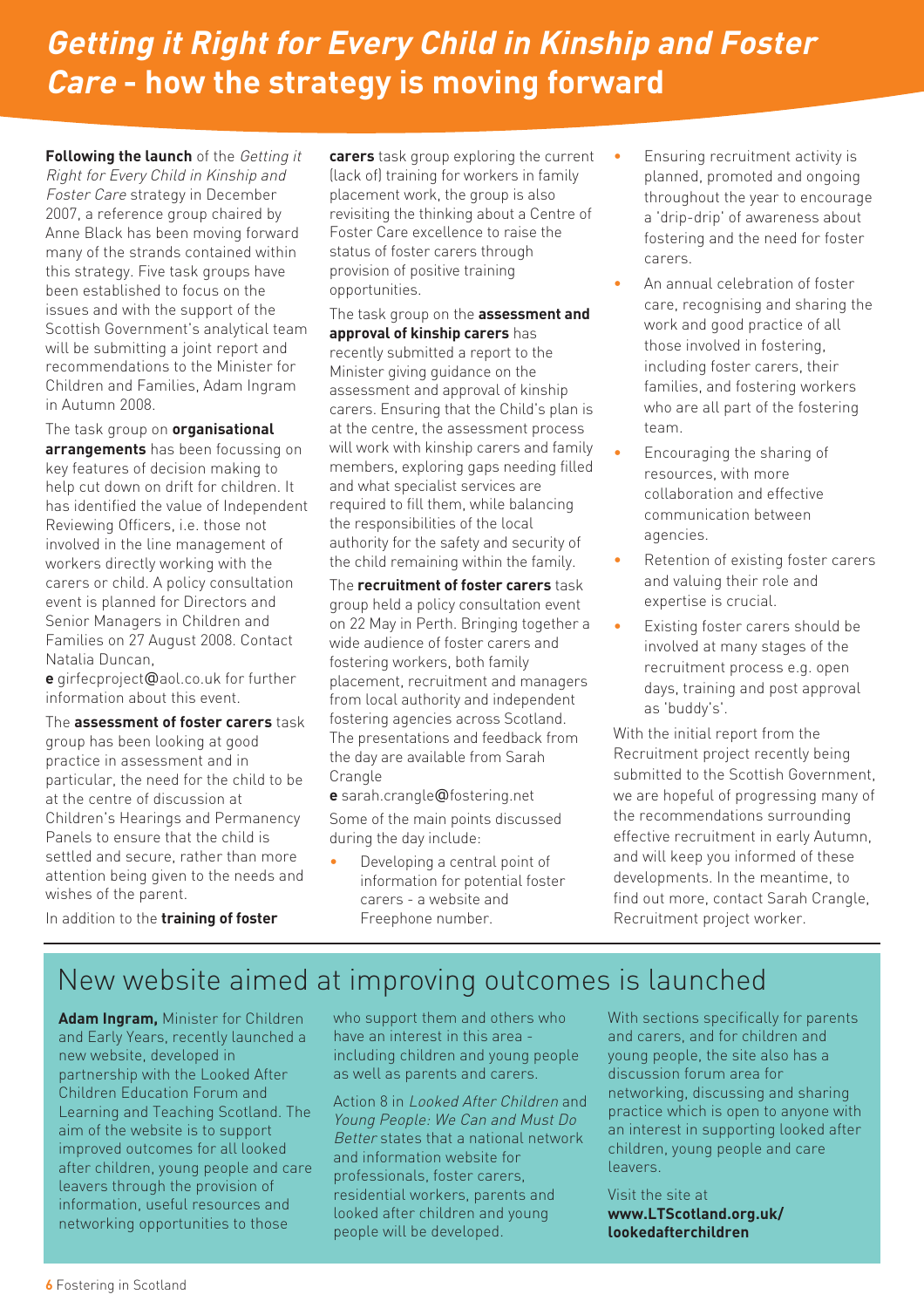# *Getting it Right for Every Child in Kinship and Foster Care* - how the strategy is moving forward

**Following the launch** of the *Getting it Right for Every Child in Kinship and Foster Care* strategy in December 2007, a reference group chaired by Anne Black has been moving forward many of the strands contained within this strategy. Five task groups have been established to focus on the issues and with the support of the Scottish Government's analytical team will be submitting a joint report and recommendations to the Minister for Children and Families, Adam Ingram in Autumn 2008.

The task group on **organisational arrangements** has been focussing on key features of decision making to help cut down on drift for children. It has identified the value of Independent Reviewing Officers, i.e. those not involved in the line management of workers directly working with the carers or child. A policy consultation event is planned for Directors and Senior Managers in Children and Families on 27 August 2008. Contact Natalia Duncan,
**e** girfecproject@aol.co.uk for further information about this event.

The **assessment of foster carers** task group has been looking at good practice in assessment and in particular, the need for the child to be at the centre of discussion at Children's Hearings and Permanency Panels to ensure that the child is settled and secure, rather than more attention being given to the needs and wishes of the parent.

In addition to the **training of foster carers** task group exploring the current (lack of) training for workers in family placement work, the group is also revisiting the thinking about a Centre of Foster Care excellence to raise the status of foster carers through provision of positive training opportunities.

The task group on the **assessment and approval of kinship carers** has recently submitted a report to the Minister giving guidance on the assessment and approval of kinship carers. Ensuring that the Child's plan is at the centre, the assessment process will work with kinship carers and family members, exploring gaps needing filled and what specialist services are required to fill them, while balancing the responsibilities of the local authority for the safety and security of the child remaining within the family.

The **recruitment of foster carers** task group held a policy consultation event on 22 May in Perth. Bringing together a wide audience of foster carers and fostering workers, both family placement, recruitment and managers from local authority and independent fostering agencies across Scotland. The presentations and feedback from the day are available from Sarah Crangle
**e** sarah.crangle@fostering.net

Some of the main points discussed during the day include:

- Developing a central point of information for potential foster carers - a website and Freephone number.
- Ensuring recruitment activity is planned, promoted and ongoing throughout the year to encourage a 'drip-drip' of awareness about fostering and the need for foster carers.
- An annual celebration of foster care, recognising and sharing the work and good practice of all those involved in fostering, including foster carers, their families, and fostering workers who are all part of the fostering team.
- Encouraging the sharing of resources, with more collaboration and effective communication between agencies.
- Retention of existing foster carers and valuing their role and expertise is crucial.
- Existing foster carers should be involved at many stages of the recruitment process e.g. open days, training and post approval as 'buddy's'.

With the initial report from the Recruitment project recently being submitted to the Scottish Government, we are hopeful of progressing many of the recommendations surrounding effective recruitment in early Autumn, and will keep you informed of these developments. In the meantime, to find out more, contact Sarah Crangle, Recruitment project worker.

## New website aimed at improving outcomes is launched

**Adam Ingram,** Minister for Children and Early Years, recently launched a new website, developed in partnership with the Looked After Children Education Forum and Learning and Teaching Scotland. The aim of the website is to support improved outcomes for all looked after children, young people and care leavers through the provision of information, useful resources and networking opportunities to those who support them and others who have an interest in this area - including children and young people as well as parents and carers.

Action 8 in *Looked After Children* and *Young People: We Can and Must Do Better* states that a national network and information website for professionals, foster carers, residential workers, parents and looked after children and young people will be developed.

With sections specifically for parents and carers, and for children and young people, the site also has a discussion forum area for networking, discussing and sharing practice which is open to anyone with an interest in supporting looked after children, young people and care leavers.

Visit the site at
**www.LTScotland.org.uk/lookedafterchildren**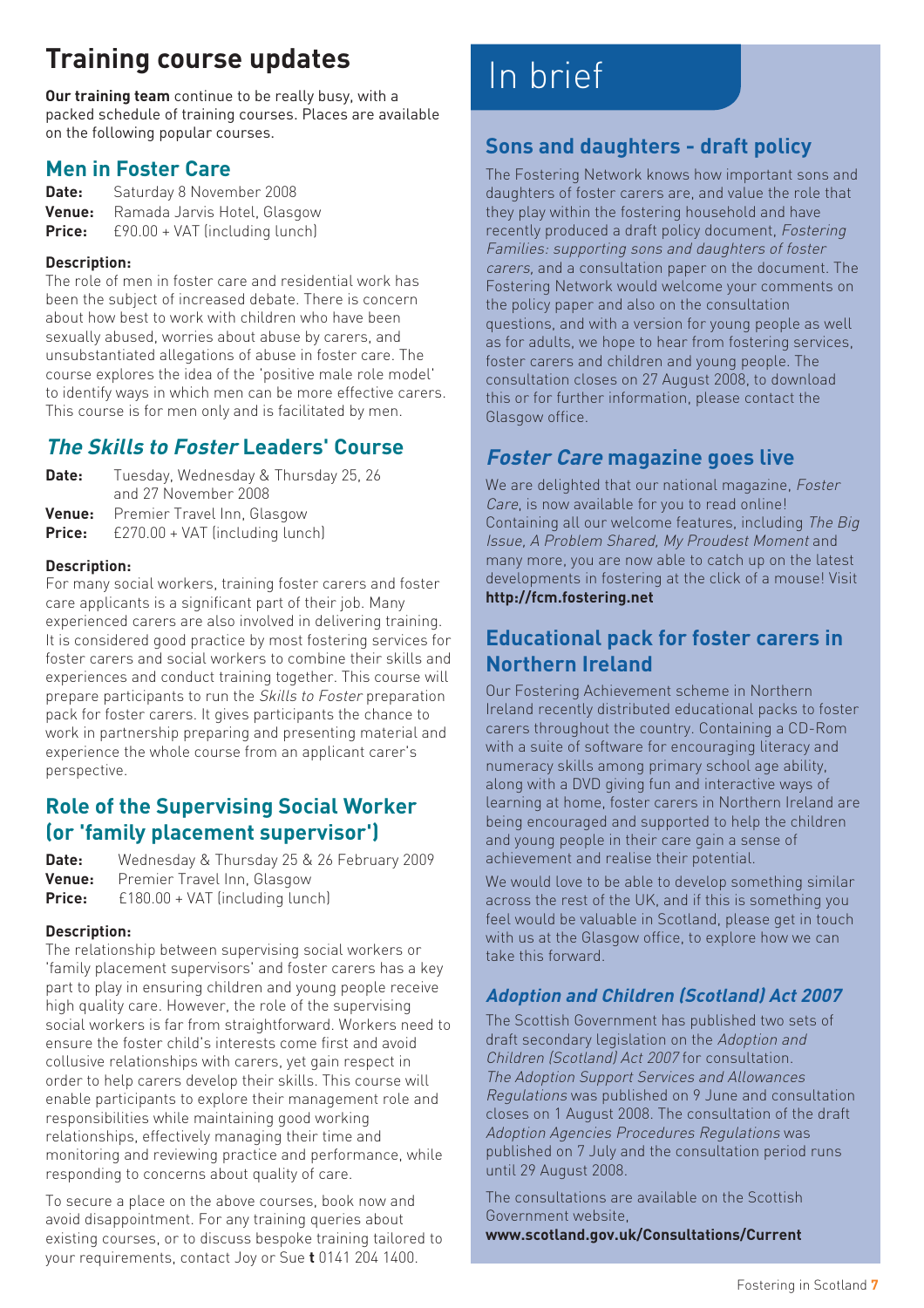# Training course updates

**Our training team** continue to be really busy, with a packed schedule of training courses. Places are available on the following popular courses.

## Men in Foster Care

**Date:** Saturday 8 November 2008
**Venue:** Ramada Jarvis Hotel, Glasgow
**Price:** £90.00 + VAT (including lunch)

**Description:**
The role of men in foster care and residential work has been the subject of increased debate. There is concern about how best to work with children who have been sexually abused, worries about abuse by carers, and unsubstantiated allegations of abuse in foster care. The course explores the idea of the 'positive male role model' to identify ways in which men can be more effective carers. This course is for men only and is facilitated by men.

## *The Skills to Foster* Leaders' Course

**Date:** Tuesday, Wednesday & Thursday 25, 26 and 27 November 2008
**Venue:** Premier Travel Inn, Glasgow
**Price:** £270.00 + VAT (including lunch)

**Description:**
For many social workers, training foster carers and foster care applicants is a significant part of their job. Many experienced carers are also involved in delivering training. It is considered good practice by most fostering services for foster carers and social workers to combine their skills and experiences and conduct training together. This course will prepare participants to run the *Skills to Foster* preparation pack for foster carers. It gives participants the chance to work in partnership preparing and presenting material and experience the whole course from an applicant carer's perspective.

## Role of the Supervising Social Worker (or 'family placement supervisor')

**Date:** Wednesday & Thursday 25 & 26 February 2009
**Venue:** Premier Travel Inn, Glasgow
**Price:** £180.00 + VAT (including lunch)

**Description:**
The relationship between supervising social workers or 'family placement supervisors' and foster carers has a key part to play in ensuring children and young people receive high quality care. However, the role of the supervising social workers is far from straightforward. Workers need to ensure the foster child's interests come first and avoid collusive relationships with carers, yet gain respect in order to help carers develop their skills. This course will enable participants to explore their management role and responsibilities while maintaining good working relationships, effectively managing their time and monitoring and reviewing practice and performance, while responding to concerns about quality of care.

To secure a place on the above courses, book now and avoid disappointment. For any training queries about existing courses, or to discuss bespoke training tailored to your requirements, contact Joy or Sue **t** 0141 204 1400.

# In brief

## Sons and daughters - draft policy

The Fostering Network knows how important sons and daughters of foster carers are, and value the role that they play within the fostering household and have recently produced a draft policy document, *Fostering Families: supporting sons and daughters of foster carers,* and a consultation paper on the document. The Fostering Network would welcome your comments on the policy paper and also on the consultation questions, and with a version for young people as well as for adults, we hope to hear from fostering services, foster carers and children and young people. The consultation closes on 27 August 2008, to download this or for further information, please contact the Glasgow office.

## *Foster Care* magazine goes live

We are delighted that our national magazine, *Foster Care*, is now available for you to read online! Containing all our welcome features, including *The Big Issue, A Problem Shared, My Proudest Moment* and many more, you are now able to catch up on the latest developments in fostering at the click of a mouse! Visit **http://fcm.fostering.net**

## Educational pack for foster carers in Northern Ireland

Our Fostering Achievement scheme in Northern Ireland recently distributed educational packs to foster carers throughout the country. Containing a CD-Rom with a suite of software for encouraging literacy and numeracy skills among primary school age ability, along with a DVD giving fun and interactive ways of learning at home, foster carers in Northern Ireland are being encouraged and supported to help the children and young people in their care gain a sense of achievement and realise their potential.

We would love to be able to develop something similar across the rest of the UK, and if this is something you feel would be valuable in Scotland, please get in touch with us at the Glasgow office, to explore how we can take this forward.

### *Adoption and Children (Scotland) Act 2007*

The Scottish Government has published two sets of draft secondary legislation on the *Adoption and Children (Scotland) Act 2007* for consultation. *The Adoption Support Services and Allowances Regulations* was published on 9 June and consultation closes on 1 August 2008. The consultation of the draft *Adoption Agencies Procedures Regulations* was published on 7 July and the consultation period runs until 29 August 2008.

The consultations are available on the Scottish Government website,
**www.scotland.gov.uk/Consultations/Current**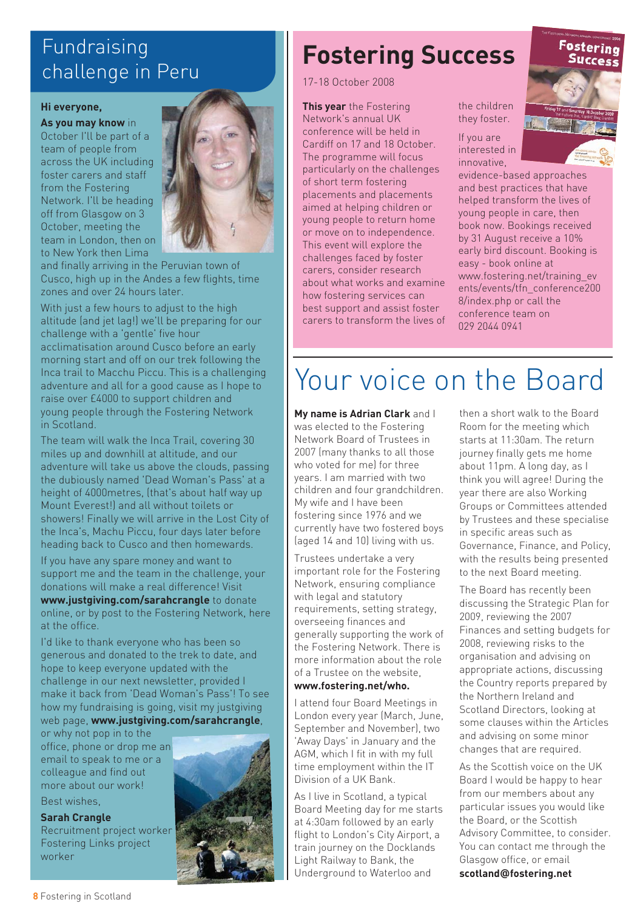## Fundraising challenge in Peru

**Hi everyone,**

**As you may know** in October I'll be part of a team of people from across the UK including foster carers and staff from the Fostering Network. I'll be heading off from Glasgow on 3 October, meeting the team in London, then on to New York then Lima and finally arriving in the Peruvian town of Cusco, high up in the Andes a few flights, time zones and over 24 hours later.

With just a few hours to adjust to the high altitude (and jet lag!) we'll be preparing for our challenge with a 'gentle' five hour acclimatisation around Cusco before an early morning start and off on our trek following the Inca trail to Macchu Piccu. This is a challenging adventure and all for a good cause as I hope to raise over £4000 to support children and young people through the Fostering Network in Scotland.

The team will walk the Inca Trail, covering 30 miles up and downhill at altitude, and our adventure will take us above the clouds, passing the dubiously named 'Dead Woman's Pass' at a height of 4000metres, (that's about half way up Mount Everest!) and all without toilets or showers! Finally we will arrive in the Lost City of the Inca's, Machu Piccu, four days later before heading back to Cusco and then homewards.

If you have any spare money and want to support me and the team in the challenge, your donations will make a real difference! Visit **www.justgiving.com/sarahcrangle** to donate online, or by post to the Fostering Network, here at the office.

I'd like to thank everyone who has been so generous and donated to the trek to date, and hope to keep everyone updated with the challenge in our next newsletter, provided I make it back from 'Dead Woman's Pass'! To see how my fundraising is going, visit my justgiving web page, **www.justgiving.com/sarahcrangle**, or why not pop in to the office, phone or drop me an email to speak to me or a colleague and find out more about our work!

Best wishes,

**Sarah Crangle**
Recruitment project worker
Fostering Links project worker

# Fostering Success

17-18 October 2008

**This year** the Fostering Network's annual UK conference will be held in Cardiff on 17 and 18 October. The programme will focus particularly on the challenges of short term fostering placements and placements aimed at helping children or young people to return home or move on to independence. This event will explore the challenges faced by foster carers, consider research about what works and examine how fostering services can best support and assist foster carers to transform the lives of the children they foster.

If you are interested in innovative, evidence-based approaches and best practices that have helped transform the lives of young people in care, then book now. Bookings received by 31 August receive a 10% early bird discount. Booking is easy - book online at www.fostering.net/training_events/events/tfn_conference2008/index.php or call the conference team on 029 2044 0941

# Your voice on the Board

**My name is Adrian Clark** and I was elected to the Fostering Network Board of Trustees in 2007 (many thanks to all those who voted for me) for three years. I am married with two children and four grandchildren. My wife and I have been fostering since 1976 and we currently have two fostered boys (aged 14 and 10) living with us.

Trustees undertake a very important role for the Fostering Network, ensuring compliance with legal and statutory requirements, setting strategy, overseeing finances and generally supporting the work of the Fostering Network. There is more information about the role of a Trustee on the website, **www.fostering.net/who.**

I attend four Board Meetings in London every year (March, June, September and November), two 'Away Days' in January and the AGM, which I fit in with my full time employment within the IT Division of a UK Bank.

As I live in Scotland, a typical Board Meeting day for me starts at 4:30am followed by an early flight to London's City Airport, a train journey on the Docklands Light Railway to Bank, the Underground to Waterloo and then a short walk to the Board Room for the meeting which starts at 11:30am. The return journey finally gets me home about 11pm. A long day, as I think you will agree! During the year there are also Working Groups or Committees attended by Trustees and these specialise in specific areas such as Governance, Finance, and Policy, with the results being presented to the next Board meeting.

The Board has recently been discussing the Strategic Plan for 2009, reviewing the 2007 Finances and setting budgets for 2008, reviewing risks to the organisation and advising on appropriate actions, discussing the Country reports prepared by the Northern Ireland and Scotland Directors, looking at some clauses within the Articles and advising on some minor changes that are required.

As the Scottish voice on the UK Board I would be happy to hear from our members about any particular issues you would like the Board, or the Scottish Advisory Committee, to consider. You can contact me through the Glasgow office, or email **scotland@fostering.net**